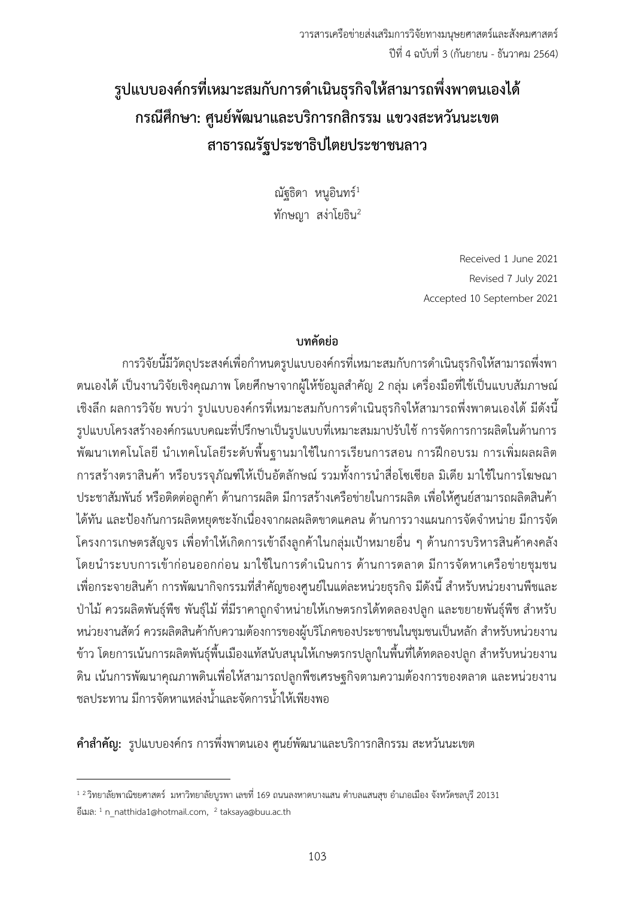# รูปแบบองค์กรที่เหมาะสมกับการดำเนินธุรกิจให้สามารถพึ่งพาตนเองได้ กรณีศึกษา: ศูนย์พัฒนาและบริการกสิกรรม แขวงสะหวันนะเขต สาธารณรัฐประชาธิปไตยประชาชนลาว

ณัฐธิดา หนูอินทร์[1]

ทักษญา สง่าโยธิน[2]

Received 1 June 2021

Revised 7 July 2021

Accepted 10 September 2021

## บทคัดย่อ

การวิจัยนี้มีวัตถุประสงค์เพื่อกำหนดรูปแบบองค์กรที่เหมาะสมกับการดำเนินธุรกิจให้สามารถพึ่งพาตนเองได้ เป็นงานวิจัยเชิงคุณภาพ โดยศึกษาจากผู้ให้ข้อมูลสำคัญ 2 กลุ่ม เครื่องมือที่ใช้เป็นแบบสัมภาษณ์เชิงลึก ผลการวิจัย พบว่า รูปแบบองค์กรที่เหมาะสมกับการดำเนินธุรกิจให้สามารถพึ่งพาตนเองได้ มีดังนี้ รูปแบบโครงสร้างองค์กรแบบคณะที่ปรึกษาเป็นรูปแบบที่เหมาะสมมาปรับใช้ การจัดการการผลิตในด้านการพัฒนาเทคโนโลยี นำเทคโนโลยีระดับพื้นฐานมาใช้ในการเรียนการสอน การฝึกอบรม การเพิ่มผลผลิต การสร้างตราสินค้า หรือบรรจุภัณฑ์ให้เป็นอัตลักษณ์ รวมทั้งการนำสื่อโซเชียล มิเดีย มาใช้ในการโฆษณาประชาสัมพันธ์ หรือติดต่อลูกค้า ด้านการผลิต มีการสร้างเครือข่ายในการผลิต เพื่อให้ศูนย์สามารถผลิตสินค้าได้ทัน และป้องกันการผลิตหยุดชะงักเนื่องจากผลผลิตขาดแคลน ด้านการวางแผนการจัดจำหน่าย มีการจัดโครงการเกษตรสัญจร เพื่อทำให้เกิดการเข้าถึงลูกค้าในกลุ่มเป้าหมายอื่น ๆ ด้านการบริหารสินค้าคงคลัง โดยนำระบบการเข้าก่อนออกก่อน มาใช้ในการดำเนินการ ด้านการตลาด มีการจัดหาเครือข่ายชุมชนเพื่อกระจายสินค้า การพัฒนากิจกรรมที่สำคัญของศูนย์ในแต่ละหน่วยธุรกิจ มีดังนี้ สำหรับหน่วยงานพืชและป่าไม้ ควรผลิตพันธุ์พืช พันธุ์ไม้ ที่มีราคาถูกจำหน่ายให้เกษตรกรได้ทดลองปลูก และขยายพันธุ์พืช สำหรับหน่วยงานสัตว์ ควรผลิตสินค้ากับความต้องการของผู้บริโภคของประชาชนในชุมชนเป็นหลัก สำหรับหน่วยงานข้าว โดยการเน้นการผลิตพันธุ์พื้นเมืองแท้สนับสนุนให้เกษตรกรปลูกในพื้นที่ได้ทดลองปลูก สำหรับหน่วยงานดิน เน้นการพัฒนาคุณภาพดินเพื่อให้สามารถปลูกพืชเศรษฐกิจตามความต้องการของตลาด และหน่วยงานชลประทาน มีการจัดหาแหล่งน้ำและจัดการน้ำให้เพียงพอ

**คำสำคัญ:** รูปแบบองค์กร การพึ่งพาตนเอง ศูนย์พัฒนาและบริการกสิกรรม สะหวันนะเขต

---

[1] [2] วิทยาลัยพาณิชยศาสตร์ มหาวิทยาลัยบูรพา เลขที่ 169 ถนนลงหาดบางแสน ตำบลแสนสุข อำเภอเมือง จังหวัดชลบุรี 20131

อีเมล: [1] n_natthida1@hotmail.com, [2] taksaya@buu.ac.th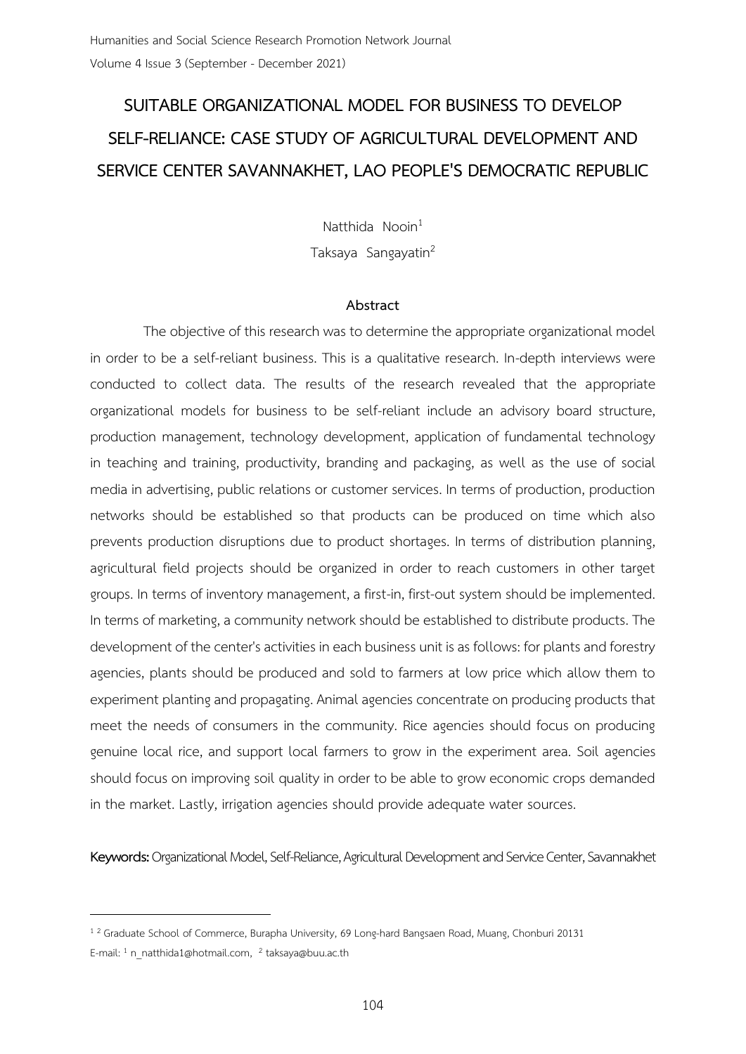# SUITABLE ORGANIZATIONAL MODEL FOR BUSINESS TO DEVELOP SELF-RELIANCE: CASE STUDY OF AGRICULTURAL DEVELOPMENT AND SERVICE CENTER SAVANNAKHET, LAO PEOPLE'S DEMOCRATIC REPUBLIC

Natthida Nooin[1]

Taksaya Sangayatin[2]

## Abstract

The objective of this research was to determine the appropriate organizational model in order to be a self-reliant business. This is a qualitative research. In-depth interviews were conducted to collect data. The results of the research revealed that the appropriate organizational models for business to be self-reliant include an advisory board structure, production management, technology development, application of fundamental technology in teaching and training, productivity, branding and packaging, as well as the use of social media in advertising, public relations or customer services. In terms of production, production networks should be established so that products can be produced on time which also prevents production disruptions due to product shortages. In terms of distribution planning, agricultural field projects should be organized in order to reach customers in other target groups. In terms of inventory management, a first-in, first-out system should be implemented. In terms of marketing, a community network should be established to distribute products. The development of the center's activities in each business unit is as follows: for plants and forestry agencies, plants should be produced and sold to farmers at low price which allow them to experiment planting and propagating. Animal agencies concentrate on producing products that meet the needs of consumers in the community. Rice agencies should focus on producing genuine local rice, and support local farmers to grow in the experiment area. Soil agencies should focus on improving soil quality in order to be able to grow economic crops demanded in the market. Lastly, irrigation agencies should provide adequate water sources.

**Keywords:** Organizational Model, Self-Reliance, Agricultural Development and Service Center, Savannakhet

---

[1] [2] Graduate School of Commerce, Burapha University, 69 Long-hard Bangsaen Road, Muang, Chonburi 20131

E-mail: [1] n_natthida1@hotmail.com, [2] taksaya@buu.ac.th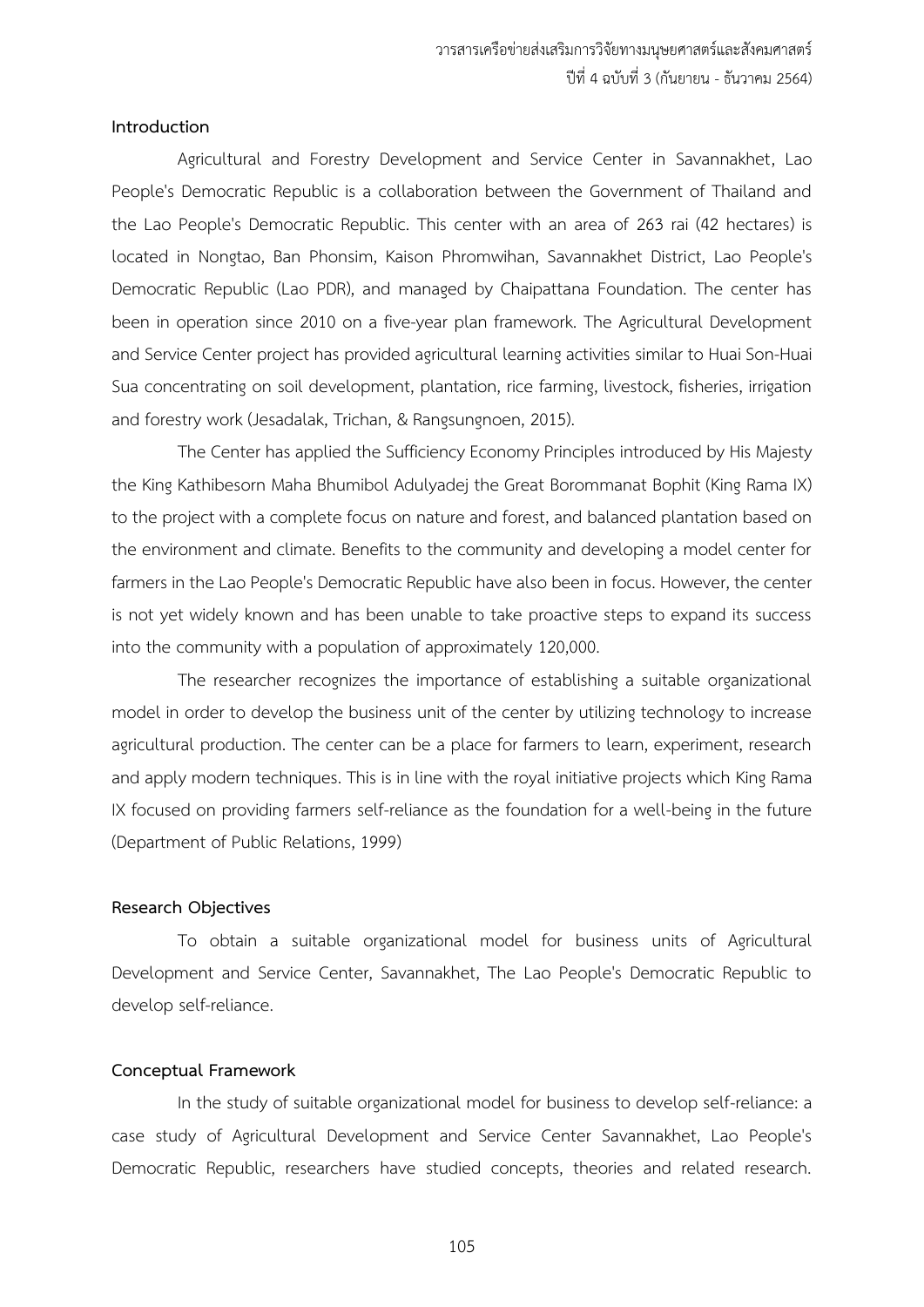**Introduction**

Agricultural and Forestry Development and Service Center in Savannakhet, Lao People's Democratic Republic is a collaboration between the Government of Thailand and the Lao People's Democratic Republic. This center with an area of 263 rai (42 hectares) is located in Nongtao, Ban Phonsim, Kaison Phromwihan, Savannakhet District, Lao People's Democratic Republic (Lao PDR), and managed by Chaipattana Foundation. The center has been in operation since 2010 on a five-year plan framework. The Agricultural Development and Service Center project has provided agricultural learning activities similar to Huai Son-Huai Sua concentrating on soil development, plantation, rice farming, livestock, fisheries, irrigation and forestry work (Jesadalak, Trichan, & Rangsungnoen, 2015).

The Center has applied the Sufficiency Economy Principles introduced by His Majesty the King Kathibesorn Maha Bhumibol Adulyadej the Great Borommanat Bophit (King Rama IX) to the project with a complete focus on nature and forest, and balanced plantation based on the environment and climate. Benefits to the community and developing a model center for farmers in the Lao People's Democratic Republic have also been in focus. However, the center is not yet widely known and has been unable to take proactive steps to expand its success into the community with a population of approximately 120,000.

The researcher recognizes the importance of establishing a suitable organizational model in order to develop the business unit of the center by utilizing technology to increase agricultural production. The center can be a place for farmers to learn, experiment, research and apply modern techniques. This is in line with the royal initiative projects which King Rama IX focused on providing farmers self-reliance as the foundation for a well-being in the future (Department of Public Relations, 1999)

**Research Objectives**

To obtain a suitable organizational model for business units of Agricultural Development and Service Center, Savannakhet, The Lao People's Democratic Republic to develop self-reliance.

**Conceptual Framework**

In the study of suitable organizational model for business to develop self-reliance: a case study of Agricultural Development and Service Center Savannakhet, Lao People's Democratic Republic, researchers have studied concepts, theories and related research.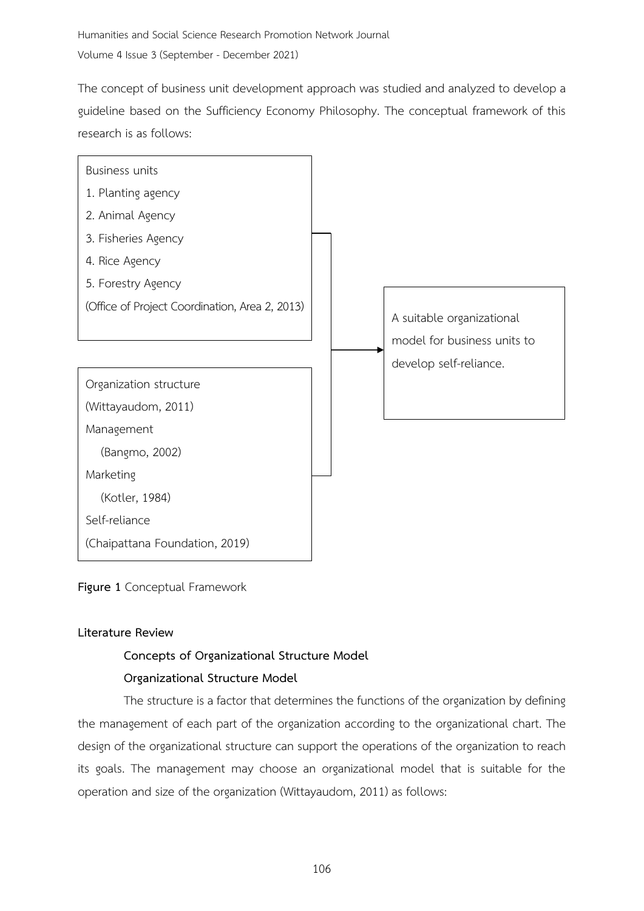The concept of business unit development approach was studied and analyzed to develop a guideline based on the Sufficiency Economy Philosophy. The conceptual framework of this research is as follows:

Business units

1. Planting agency
2. Animal Agency
3. Fisheries Agency
4. Rice Agency
5. Forestry Agency

(Office of Project Coordination, Area 2, 2013)

Organization structure

(Wittayaudom, 2011)

Management

(Bangmo, 2002)

Marketing

(Kotler, 1984)

Self-reliance

(Chaipattana Foundation, 2019)

A suitable organizational model for business units to develop self-reliance.

**Figure 1** Conceptual Framework

**Literature Review**

**Concepts of Organizational Structure Model**

**Organizational Structure Model**

The structure is a factor that determines the functions of the organization by defining the management of each part of the organization according to the organizational chart. The design of the organizational structure can support the operations of the organization to reach its goals. The management may choose an organizational model that is suitable for the operation and size of the organization (Wittayaudom, 2011) as follows: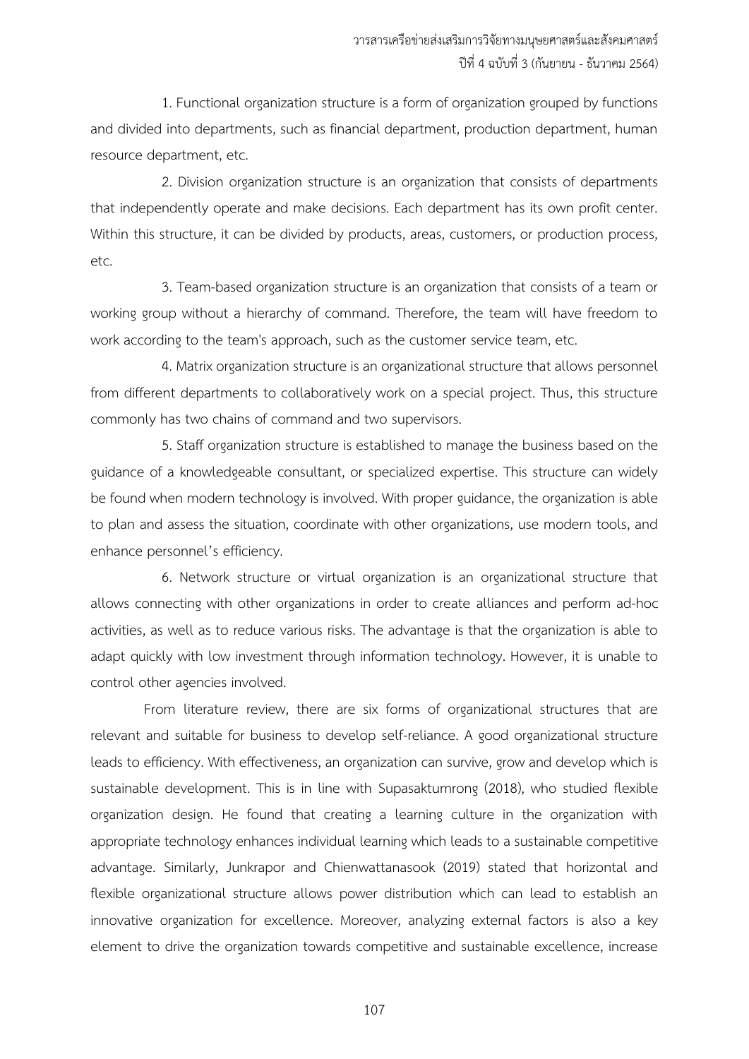1. Functional organization structure is a form of organization grouped by functions and divided into departments, such as financial department, production department, human resource department, etc.

2. Division organization structure is an organization that consists of departments that independently operate and make decisions. Each department has its own profit center. Within this structure, it can be divided by products, areas, customers, or production process, etc.

3. Team-based organization structure is an organization that consists of a team or working group without a hierarchy of command. Therefore, the team will have freedom to work according to the team's approach, such as the customer service team, etc.

4. Matrix organization structure is an organizational structure that allows personnel from different departments to collaboratively work on a special project. Thus, this structure commonly has two chains of command and two supervisors.

5. Staff organization structure is established to manage the business based on the guidance of a knowledgeable consultant, or specialized expertise. This structure can widely be found when modern technology is involved. With proper guidance, the organization is able to plan and assess the situation, coordinate with other organizations, use modern tools, and enhance personnel's efficiency.

6. Network structure or virtual organization is an organizational structure that allows connecting with other organizations in order to create alliances and perform ad-hoc activities, as well as to reduce various risks. The advantage is that the organization is able to adapt quickly with low investment through information technology. However, it is unable to control other agencies involved.

From literature review, there are six forms of organizational structures that are relevant and suitable for business to develop self-reliance. A good organizational structure leads to efficiency. With effectiveness, an organization can survive, grow and develop which is sustainable development. This is in line with Supasaktumrong (2018), who studied flexible organization design. He found that creating a learning culture in the organization with appropriate technology enhances individual learning which leads to a sustainable competitive advantage. Similarly, Junkrapor and Chienwattanasook (2019) stated that horizontal and flexible organizational structure allows power distribution which can lead to establish an innovative organization for excellence. Moreover, analyzing external factors is also a key element to drive the organization towards competitive and sustainable excellence, increase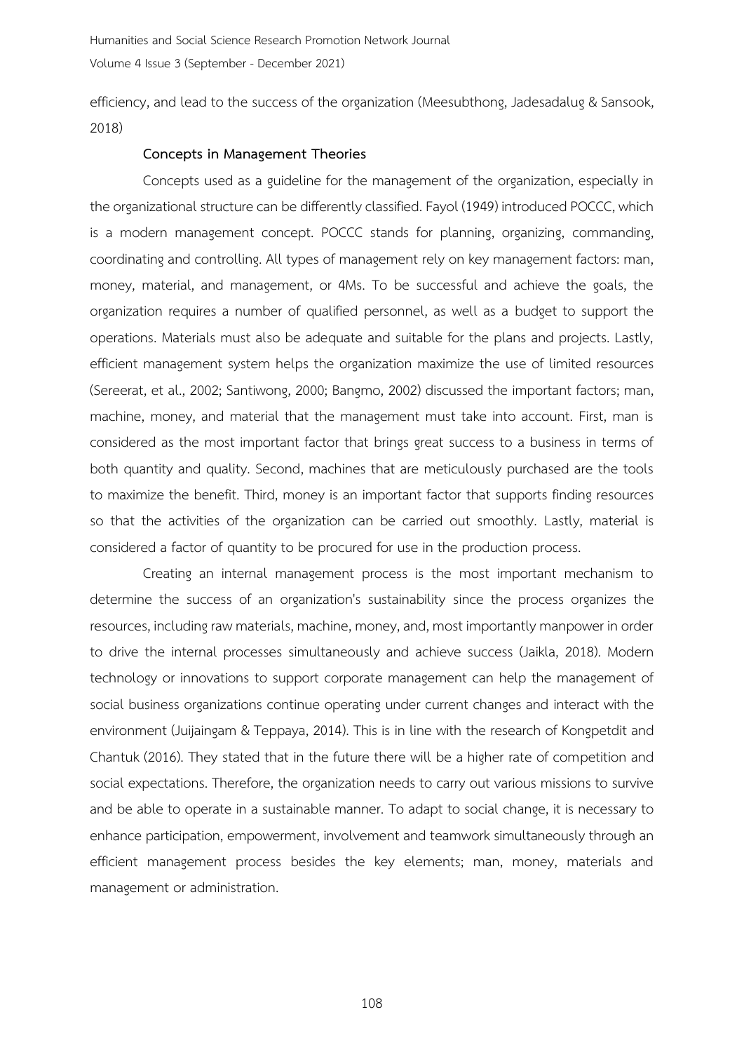efficiency, and lead to the success of the organization (Meesubthong, Jadesadalug & Sansook, 2018)

**Concepts in Management Theories**

Concepts used as a guideline for the management of the organization, especially in the organizational structure can be differently classified. Fayol (1949) introduced POCCC, which is a modern management concept. POCCC stands for planning, organizing, commanding, coordinating and controlling. All types of management rely on key management factors: man, money, material, and management, or 4Ms. To be successful and achieve the goals, the organization requires a number of qualified personnel, as well as a budget to support the operations. Materials must also be adequate and suitable for the plans and projects. Lastly, efficient management system helps the organization maximize the use of limited resources (Sereerat, et al., 2002; Santiwong, 2000; Bangmo, 2002) discussed the important factors; man, machine, money, and material that the management must take into account. First, man is considered as the most important factor that brings great success to a business in terms of both quantity and quality. Second, machines that are meticulously purchased are the tools to maximize the benefit. Third, money is an important factor that supports finding resources so that the activities of the organization can be carried out smoothly. Lastly, material is considered a factor of quantity to be procured for use in the production process.

Creating an internal management process is the most important mechanism to determine the success of an organization's sustainability since the process organizes the resources, including raw materials, machine, money, and, most importantly manpower in order to drive the internal processes simultaneously and achieve success (Jaikla, 2018). Modern technology or innovations to support corporate management can help the management of social business organizations continue operating under current changes and interact with the environment (Juijaingam & Teppaya, 2014). This is in line with the research of Kongpetdit and Chantuk (2016). They stated that in the future there will be a higher rate of competition and social expectations. Therefore, the organization needs to carry out various missions to survive and be able to operate in a sustainable manner. To adapt to social change, it is necessary to enhance participation, empowerment, involvement and teamwork simultaneously through an efficient management process besides the key elements; man, money, materials and management or administration.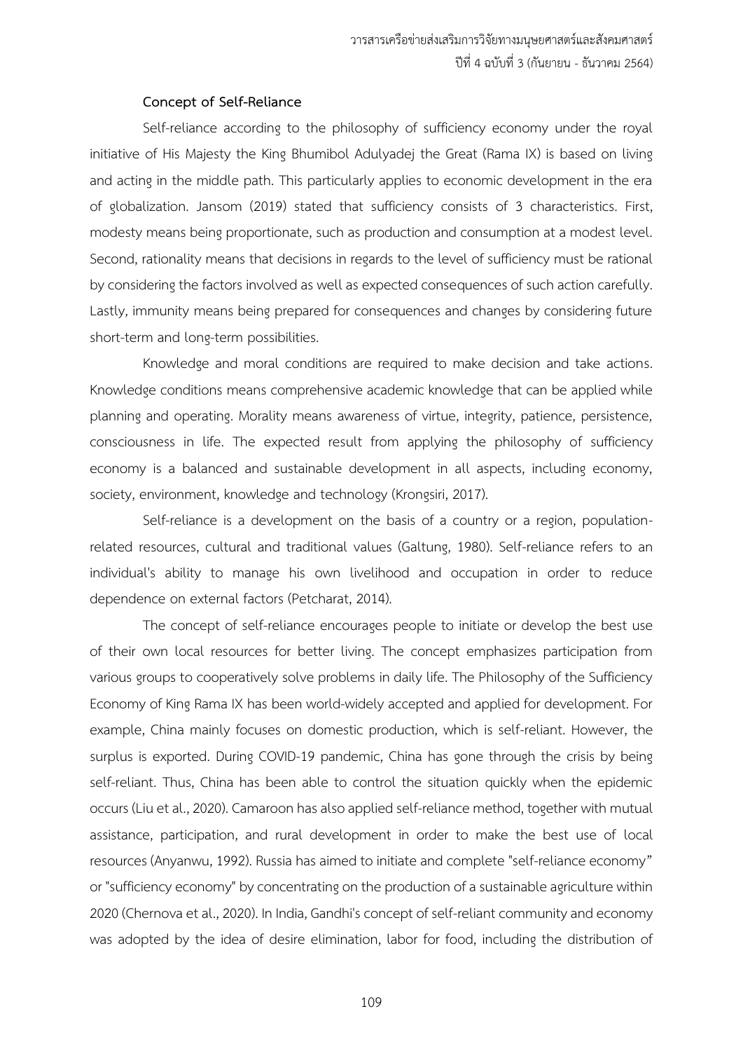**Concept of Self-Reliance**

Self-reliance according to the philosophy of sufficiency economy under the royal initiative of His Majesty the King Bhumibol Adulyadej the Great (Rama IX) is based on living and acting in the middle path. This particularly applies to economic development in the era of globalization. Jansom (2019) stated that sufficiency consists of 3 characteristics. First, modesty means being proportionate, such as production and consumption at a modest level. Second, rationality means that decisions in regards to the level of sufficiency must be rational by considering the factors involved as well as expected consequences of such action carefully. Lastly, immunity means being prepared for consequences and changes by considering future short-term and long-term possibilities.

Knowledge and moral conditions are required to make decision and take actions. Knowledge conditions means comprehensive academic knowledge that can be applied while planning and operating. Morality means awareness of virtue, integrity, patience, persistence, consciousness in life. The expected result from applying the philosophy of sufficiency economy is a balanced and sustainable development in all aspects, including economy, society, environment, knowledge and technology (Krongsiri, 2017).

Self-reliance is a development on the basis of a country or a region, population-related resources, cultural and traditional values (Galtung, 1980). Self-reliance refers to an individual's ability to manage his own livelihood and occupation in order to reduce dependence on external factors (Petcharat, 2014).

The concept of self-reliance encourages people to initiate or develop the best use of their own local resources for better living. The concept emphasizes participation from various groups to cooperatively solve problems in daily life. The Philosophy of the Sufficiency Economy of King Rama IX has been world-widely accepted and applied for development. For example, China mainly focuses on domestic production, which is self-reliant. However, the surplus is exported. During COVID-19 pandemic, China has gone through the crisis by being self-reliant. Thus, China has been able to control the situation quickly when the epidemic occurs (Liu et al., 2020). Camaroon has also applied self-reliance method, together with mutual assistance, participation, and rural development in order to make the best use of local resources (Anyanwu, 1992). Russia has aimed to initiate and complete "self-reliance economy" or "sufficiency economy" by concentrating on the production of a sustainable agriculture within 2020 (Chernova et al., 2020). In India, Gandhi's concept of self-reliant community and economy was adopted by the idea of desire elimination, labor for food, including the distribution of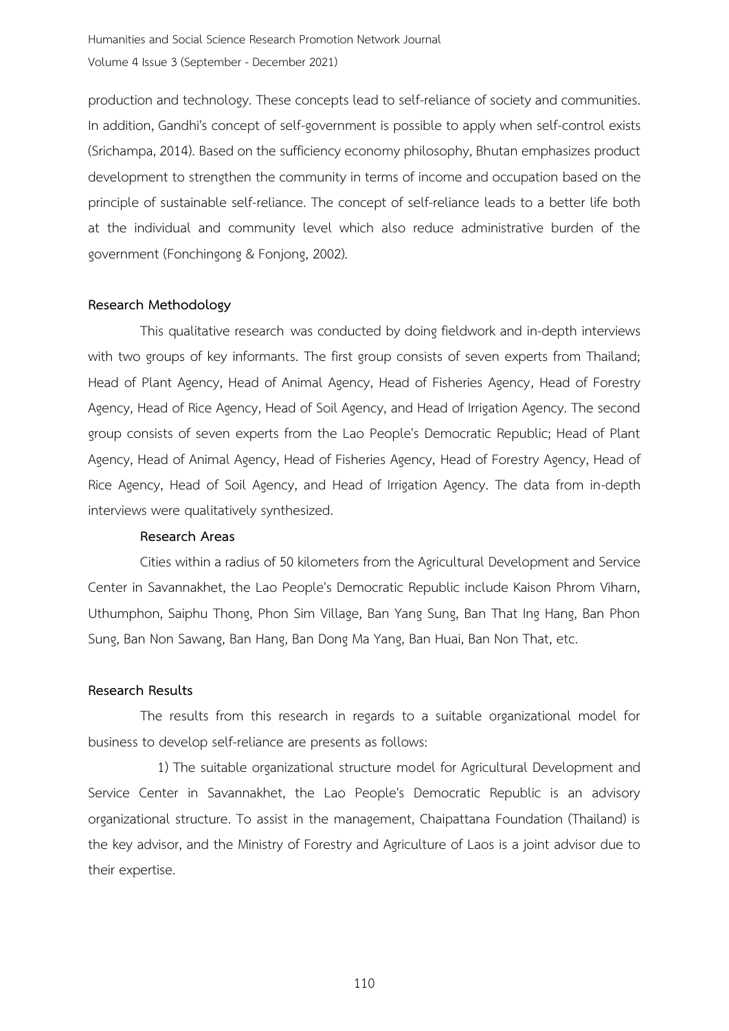production and technology. These concepts lead to self-reliance of society and communities. In addition, Gandhi's concept of self-government is possible to apply when self-control exists (Srichampa, 2014). Based on the sufficiency economy philosophy, Bhutan emphasizes product development to strengthen the community in terms of income and occupation based on the principle of sustainable self-reliance. The concept of self-reliance leads to a better life both at the individual and community level which also reduce administrative burden of the government (Fonchingong & Fonjong, 2002).

## Research Methodology

This qualitative research was conducted by doing fieldwork and in-depth interviews with two groups of key informants. The first group consists of seven experts from Thailand; Head of Plant Agency, Head of Animal Agency, Head of Fisheries Agency, Head of Forestry Agency, Head of Rice Agency, Head of Soil Agency, and Head of Irrigation Agency. The second group consists of seven experts from the Lao People's Democratic Republic; Head of Plant Agency, Head of Animal Agency, Head of Fisheries Agency, Head of Forestry Agency, Head of Rice Agency, Head of Soil Agency, and Head of Irrigation Agency. The data from in-depth interviews were qualitatively synthesized.

### Research Areas

Cities within a radius of 50 kilometers from the Agricultural Development and Service Center in Savannakhet, the Lao People's Democratic Republic include Kaison Phrom Viharn, Uthumphon, Saiphu Thong, Phon Sim Village, Ban Yang Sung, Ban That Ing Hang, Ban Phon Sung, Ban Non Sawang, Ban Hang, Ban Dong Ma Yang, Ban Huai, Ban Non That, etc.

## Research Results

The results from this research in regards to a suitable organizational model for business to develop self-reliance are presents as follows:

1) The suitable organizational structure model for Agricultural Development and Service Center in Savannakhet, the Lao People's Democratic Republic is an advisory organizational structure. To assist in the management, Chaipattana Foundation (Thailand) is the key advisor, and the Ministry of Forestry and Agriculture of Laos is a joint advisor due to their expertise.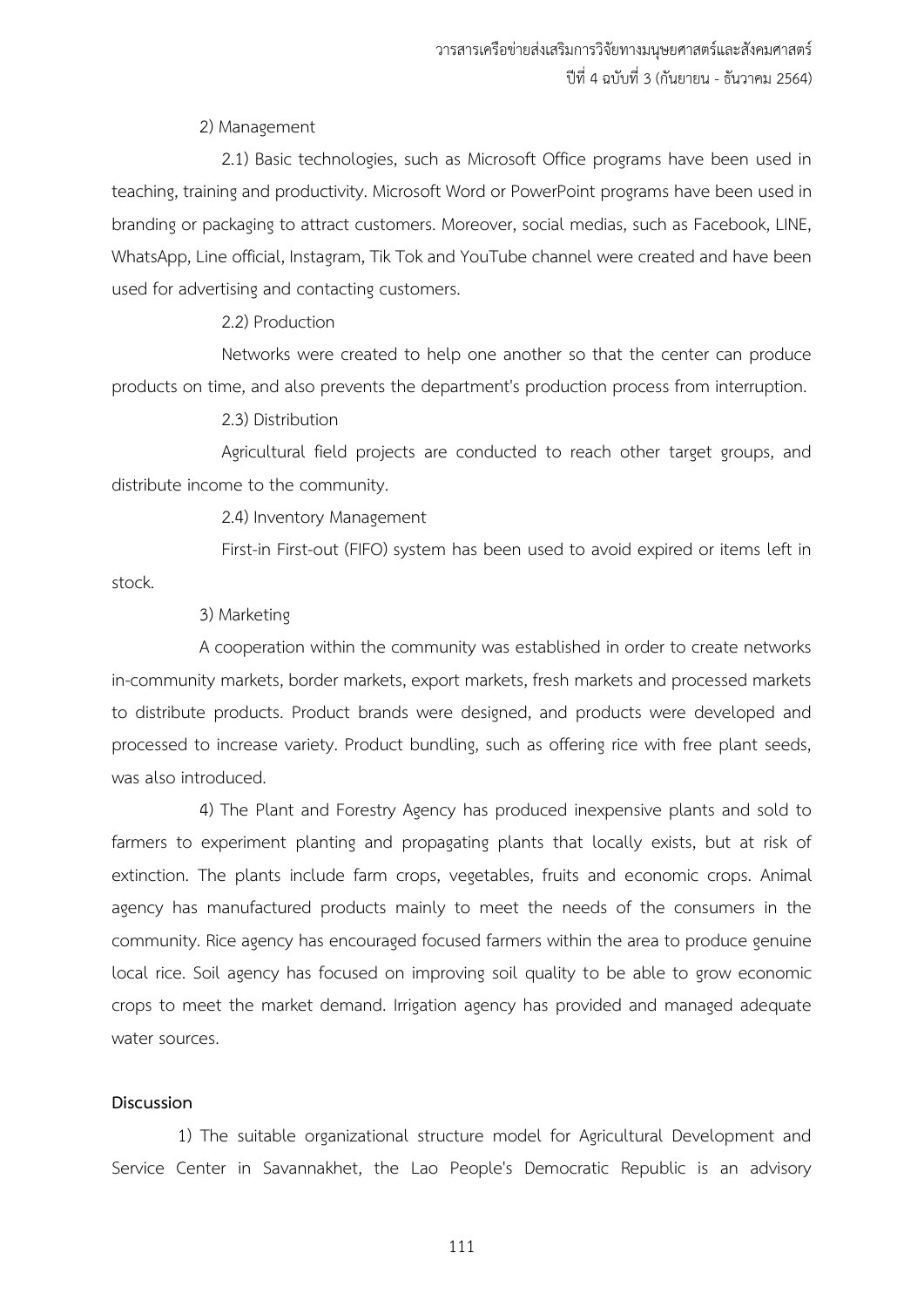2) Management

2.1) Basic technologies, such as Microsoft Office programs have been used in teaching, training and productivity. Microsoft Word or PowerPoint programs have been used in branding or packaging to attract customers. Moreover, social medias, such as Facebook, LINE, WhatsApp, Line official, Instagram, Tik Tok and YouTube channel were created and have been used for advertising and contacting customers.

2.2) Production

Networks were created to help one another so that the center can produce products on time, and also prevents the department's production process from interruption.

2.3) Distribution

Agricultural field projects are conducted to reach other target groups, and distribute income to the community.

2.4) Inventory Management

First-in First-out (FIFO) system has been used to avoid expired or items left in stock.

3) Marketing

A cooperation within the community was established in order to create networks in-community markets, border markets, export markets, fresh markets and processed markets to distribute products. Product brands were designed, and products were developed and processed to increase variety. Product bundling, such as offering rice with free plant seeds, was also introduced.

4) The Plant and Forestry Agency has produced inexpensive plants and sold to farmers to experiment planting and propagating plants that locally exists, but at risk of extinction. The plants include farm crops, vegetables, fruits and economic crops. Animal agency has manufactured products mainly to meet the needs of the consumers in the community. Rice agency has encouraged focused farmers within the area to produce genuine local rice. Soil agency has focused on improving soil quality to be able to grow economic crops to meet the market demand. Irrigation agency has provided and managed adequate water sources.

**Discussion**

1) The suitable organizational structure model for Agricultural Development and Service Center in Savannakhet, the Lao People's Democratic Republic is an advisory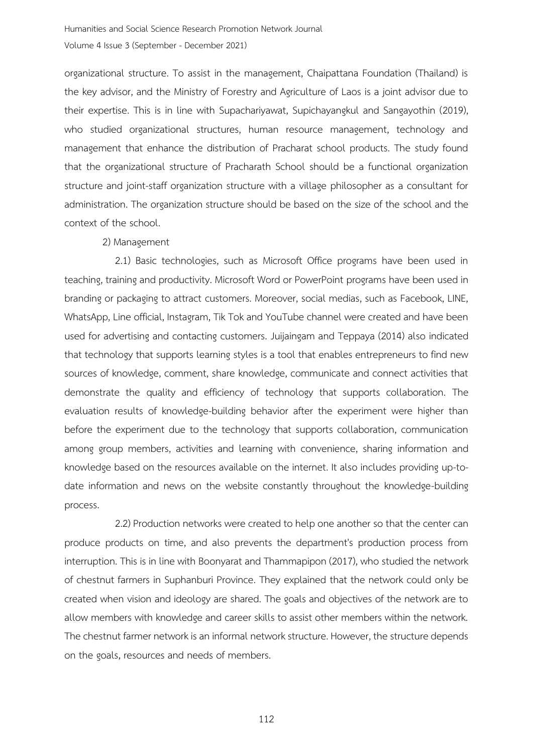organizational structure. To assist in the management, Chaipattana Foundation (Thailand) is the key advisor, and the Ministry of Forestry and Agriculture of Laos is a joint advisor due to their expertise. This is in line with Supachariyawat, Supichayangkul and Sangayothin (2019), who studied organizational structures, human resource management, technology and management that enhance the distribution of Pracharat school products. The study found that the organizational structure of Pracharath School should be a functional organization structure and joint-staff organization structure with a village philosopher as a consultant for administration. The organization structure should be based on the size of the school and the context of the school.

2) Management

2.1) Basic technologies, such as Microsoft Office programs have been used in teaching, training and productivity. Microsoft Word or PowerPoint programs have been used in branding or packaging to attract customers. Moreover, social medias, such as Facebook, LINE, WhatsApp, Line official, Instagram, Tik Tok and YouTube channel were created and have been used for advertising and contacting customers. Juijaingam and Teppaya (2014) also indicated that technology that supports learning styles is a tool that enables entrepreneurs to find new sources of knowledge, comment, share knowledge, communicate and connect activities that demonstrate the quality and efficiency of technology that supports collaboration. The evaluation results of knowledge-building behavior after the experiment were higher than before the experiment due to the technology that supports collaboration, communication among group members, activities and learning with convenience, sharing information and knowledge based on the resources available on the internet. It also includes providing up-to-date information and news on the website constantly throughout the knowledge-building process.

2.2) Production networks were created to help one another so that the center can produce products on time, and also prevents the department's production process from interruption. This is in line with Boonyarat and Thammapipon (2017), who studied the network of chestnut farmers in Suphanburi Province. They explained that the network could only be created when vision and ideology are shared. The goals and objectives of the network are to allow members with knowledge and career skills to assist other members within the network. The chestnut farmer network is an informal network structure. However, the structure depends on the goals, resources and needs of members.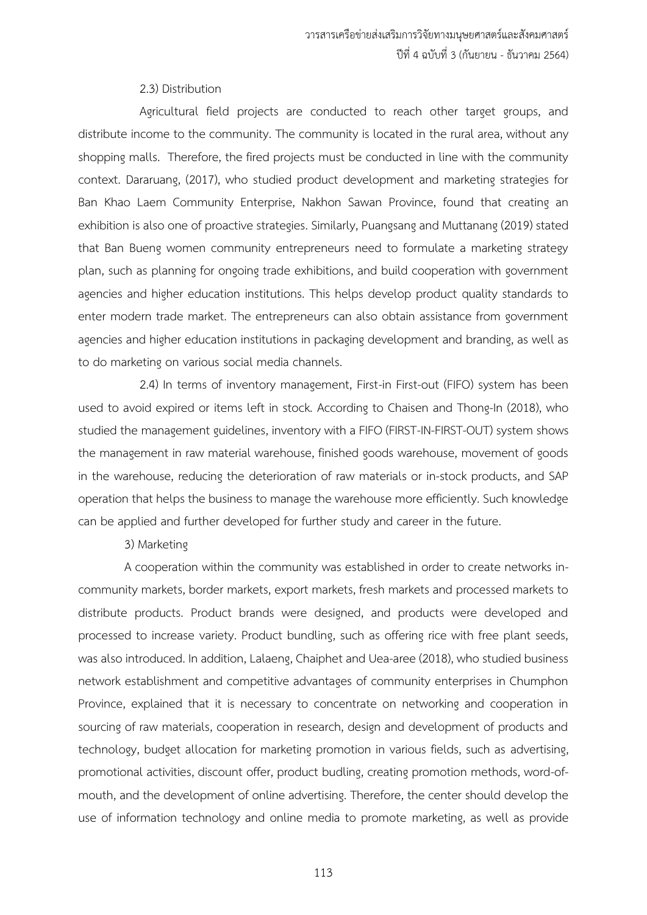2.3) Distribution

Agricultural field projects are conducted to reach other target groups, and distribute income to the community. The community is located in the rural area, without any shopping malls. Therefore, the fired projects must be conducted in line with the community context. Dararuang, (2017), who studied product development and marketing strategies for Ban Khao Laem Community Enterprise, Nakhon Sawan Province, found that creating an exhibition is also one of proactive strategies. Similarly, Puangsang and Muttanang (2019) stated that Ban Bueng women community entrepreneurs need to formulate a marketing strategy plan, such as planning for ongoing trade exhibitions, and build cooperation with government agencies and higher education institutions. This helps develop product quality standards to enter modern trade market. The entrepreneurs can also obtain assistance from government agencies and higher education institutions in packaging development and branding, as well as to do marketing on various social media channels.

2.4) In terms of inventory management, First-in First-out (FIFO) system has been used to avoid expired or items left in stock. According to Chaisen and Thong-In (2018), who studied the management guidelines, inventory with a FIFO (FIRST-IN-FIRST-OUT) system shows the management in raw material warehouse, finished goods warehouse, movement of goods in the warehouse, reducing the deterioration of raw materials or in-stock products, and SAP operation that helps the business to manage the warehouse more efficiently. Such knowledge can be applied and further developed for further study and career in the future.

3) Marketing

A cooperation within the community was established in order to create networks in-community markets, border markets, export markets, fresh markets and processed markets to distribute products. Product brands were designed, and products were developed and processed to increase variety. Product bundling, such as offering rice with free plant seeds, was also introduced. In addition, Lalaeng, Chaiphet and Uea-aree (2018), who studied business network establishment and competitive advantages of community enterprises in Chumphon Province, explained that it is necessary to concentrate on networking and cooperation in sourcing of raw materials, cooperation in research, design and development of products and technology, budget allocation for marketing promotion in various fields, such as advertising, promotional activities, discount offer, product budling, creating promotion methods, word-of-mouth, and the development of online advertising. Therefore, the center should develop the use of information technology and online media to promote marketing, as well as provide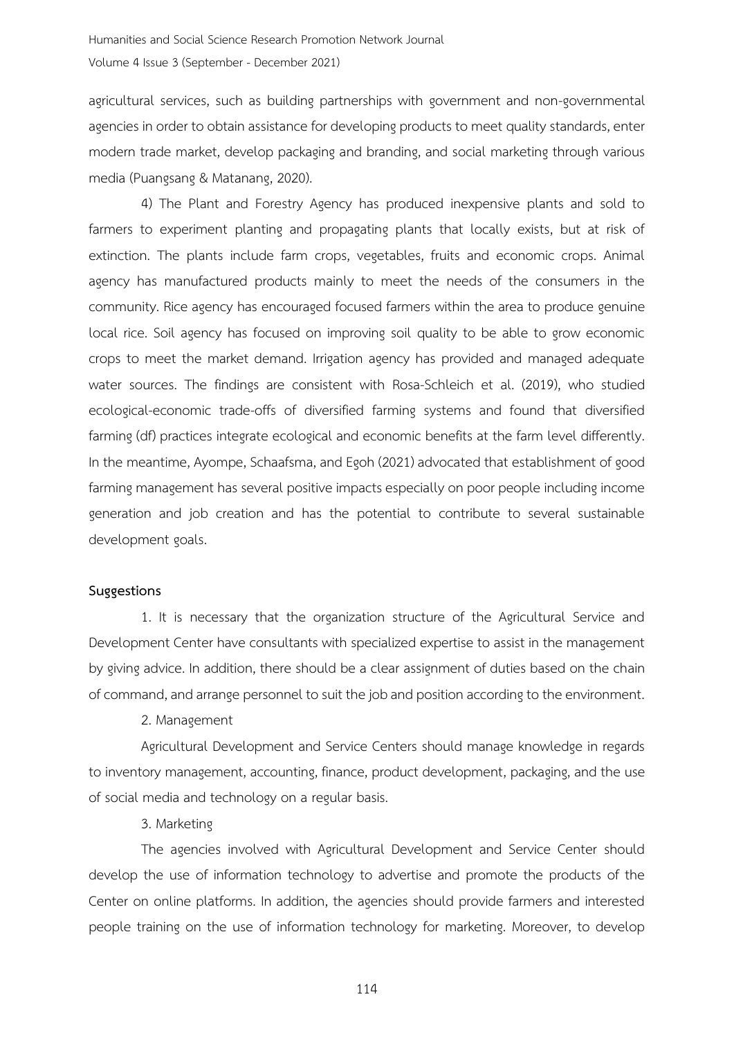agricultural services, such as building partnerships with government and non-governmental agencies in order to obtain assistance for developing products to meet quality standards, enter modern trade market, develop packaging and branding, and social marketing through various media (Puangsang & Matanang, 2020).

4) The Plant and Forestry Agency has produced inexpensive plants and sold to farmers to experiment planting and propagating plants that locally exists, but at risk of extinction. The plants include farm crops, vegetables, fruits and economic crops. Animal agency has manufactured products mainly to meet the needs of the consumers in the community. Rice agency has encouraged focused farmers within the area to produce genuine local rice. Soil agency has focused on improving soil quality to be able to grow economic crops to meet the market demand. Irrigation agency has provided and managed adequate water sources. The findings are consistent with Rosa-Schleich et al. (2019), who studied ecological-economic trade-offs of diversified farming systems and found that diversified farming (df) practices integrate ecological and economic benefits at the farm level differently. In the meantime, Ayompe, Schaafsma, and Egoh (2021) advocated that establishment of good farming management has several positive impacts especially on poor people including income generation and job creation and has the potential to contribute to several sustainable development goals.

**Suggestions**

1. It is necessary that the organization structure of the Agricultural Service and Development Center have consultants with specialized expertise to assist in the management by giving advice. In addition, there should be a clear assignment of duties based on the chain of command, and arrange personnel to suit the job and position according to the environment.

2. Management

Agricultural Development and Service Centers should manage knowledge in regards to inventory management, accounting, finance, product development, packaging, and the use of social media and technology on a regular basis.

3. Marketing

The agencies involved with Agricultural Development and Service Center should develop the use of information technology to advertise and promote the products of the Center on online platforms. In addition, the agencies should provide farmers and interested people training on the use of information technology for marketing. Moreover, to develop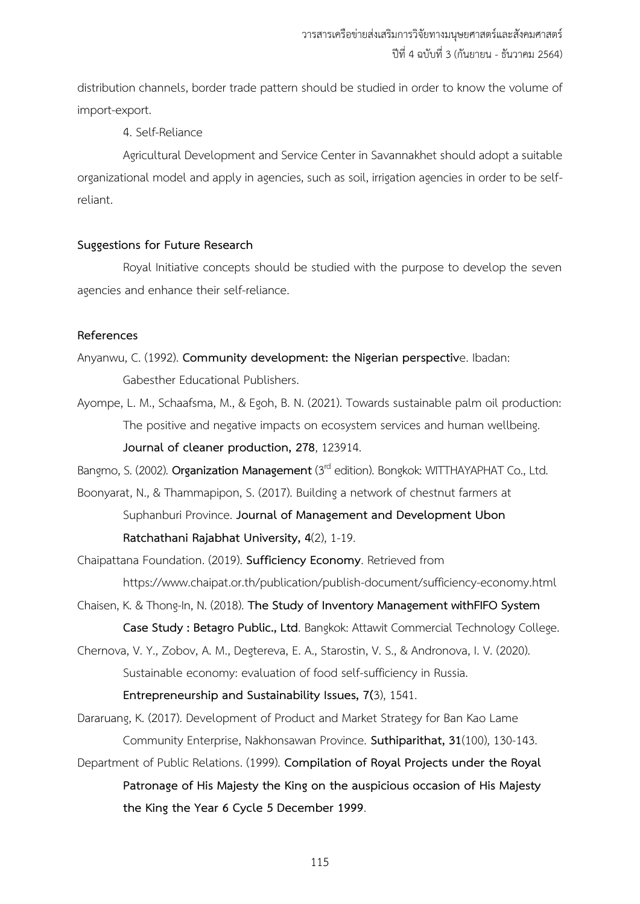distribution channels, border trade pattern should be studied in order to know the volume of import-export.

4. Self-Reliance

Agricultural Development and Service Center in Savannakhet should adopt a suitable organizational model and apply in agencies, such as soil, irrigation agencies in order to be self-reliant.

## Suggestions for Future Research

Royal Initiative concepts should be studied with the purpose to develop the seven agencies and enhance their self-reliance.

## References

Anyanwu, C. (1992). **Community development: the Nigerian perspectiv**e. Ibadan: Gabesther Educational Publishers.

Ayompe, L. M., Schaafsma, M., & Egoh, B. N. (2021). Towards sustainable palm oil production: The positive and negative impacts on ecosystem services and human wellbeing. **Journal of cleaner production, 278**, 123914.

Bangmo, S. (2002). **Organization Management** (3rd edition). Bongkok: WITTHAYAPHAT Co., Ltd.

Boonyarat, N., & Thammapipon, S. (2017). Building a network of chestnut farmers at Suphanburi Province. **Journal of Management and Development Ubon Ratchathani Rajabhat University, 4**(2), 1-19.

Chaipattana Foundation. (2019). **Sufficiency Economy**. Retrieved from https://www.chaipat.or.th/publication/publish-document/sufficiency-economy.html

Chaisen, K. & Thong-In, N. (2018). **The Study of Inventory Management withFIFO System Case Study : Betagro Public., Ltd**. Bangkok: Attawit Commercial Technology College.

Chernova, V. Y., Zobov, A. M., Degtereva, E. A., Starostin, V. S., & Andronova, I. V. (2020). Sustainable economy: evaluation of food self-sufficiency in Russia. **Entrepreneurship and Sustainability Issues, 7(**3), 1541.

Dararuang, K. (2017). Development of Product and Market Strategy for Ban Kao Lame Community Enterprise, Nakhonsawan Province. **Suthiparithat, 31**(100), 130-143.

Department of Public Relations. (1999). **Compilation of Royal Projects under the Royal Patronage of His Majesty the King on the auspicious occasion of His Majesty the King the Year 6 Cycle 5 December 1999**.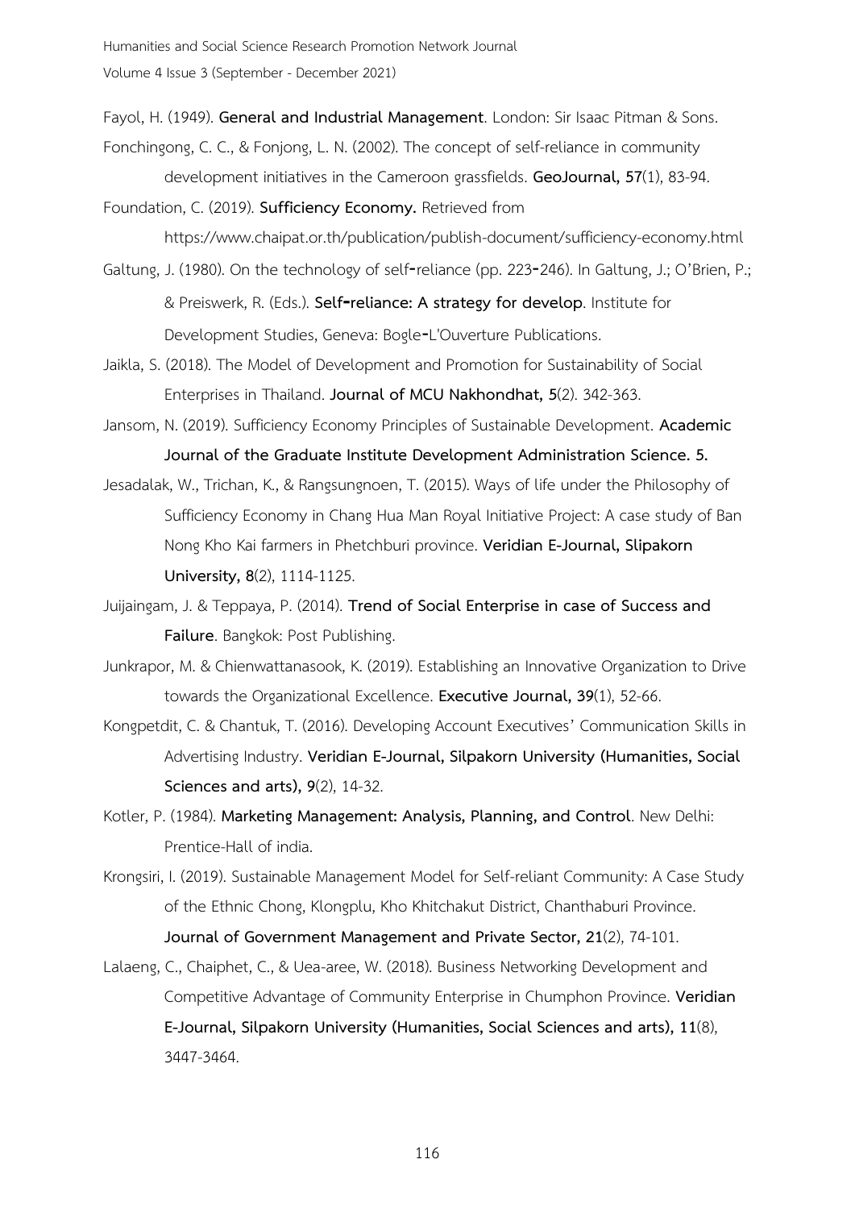Fayol, H. (1949). **General and Industrial Management**. London: Sir Isaac Pitman & Sons.

Fonchingong, C. C., & Fonjong, L. N. (2002). The concept of self-reliance in community development initiatives in the Cameroon grassfields. **GeoJournal, 57**(1), 83-94.

Foundation, C. (2019). **Sufficiency Economy.** Retrieved from https://www.chaipat.or.th/publication/publish-document/sufficiency-economy.html

Galtung, J. (1980). On the technology of self-reliance (pp. 223-246). In Galtung, J.; O'Brien, P.; & Preiswerk, R. (Eds.). **Self-reliance: A strategy for develop**. Institute for Development Studies, Geneva: Bogle-L'Ouverture Publications.

Jaikla, S. (2018). The Model of Development and Promotion for Sustainability of Social Enterprises in Thailand. **Journal of MCU Nakhondhat, 5**(2). 342-363.

Jansom, N. (2019). Sufficiency Economy Principles of Sustainable Development. **Academic Journal of the Graduate Institute Development Administration Science. 5.**

Jesadalak, W., Trichan, K., & Rangsungnoen, T. (2015). Ways of life under the Philosophy of Sufficiency Economy in Chang Hua Man Royal Initiative Project: A case study of Ban Nong Kho Kai farmers in Phetchburi province. **Veridian E-Journal, Slipakorn University, 8**(2), 1114-1125.

Juijaingam, J. & Teppaya, P. (2014). **Trend of Social Enterprise in case of Success and Failure**. Bangkok: Post Publishing.

Junkrapor, M. & Chienwattanasook, K. (2019). Establishing an Innovative Organization to Drive towards the Organizational Excellence. **Executive Journal, 39**(1), 52-66.

Kongpetdit, C. & Chantuk, T. (2016). Developing Account Executives' Communication Skills in Advertising Industry. **Veridian E-Journal, Silpakorn University (Humanities, Social Sciences and arts), 9**(2), 14-32.

Kotler, P. (1984). **Marketing Management: Analysis, Planning, and Control**. New Delhi: Prentice-Hall of india.

Krongsiri, I. (2019). Sustainable Management Model for Self-reliant Community: A Case Study of the Ethnic Chong, Klongplu, Kho Khitchakut District, Chanthaburi Province. **Journal of Government Management and Private Sector, 21**(2), 74-101.

Lalaeng, C., Chaiphet, C., & Uea-aree, W. (2018). Business Networking Development and Competitive Advantage of Community Enterprise in Chumphon Province. **Veridian E-Journal, Silpakorn University (Humanities, Social Sciences and arts), 11**(8), 3447-3464.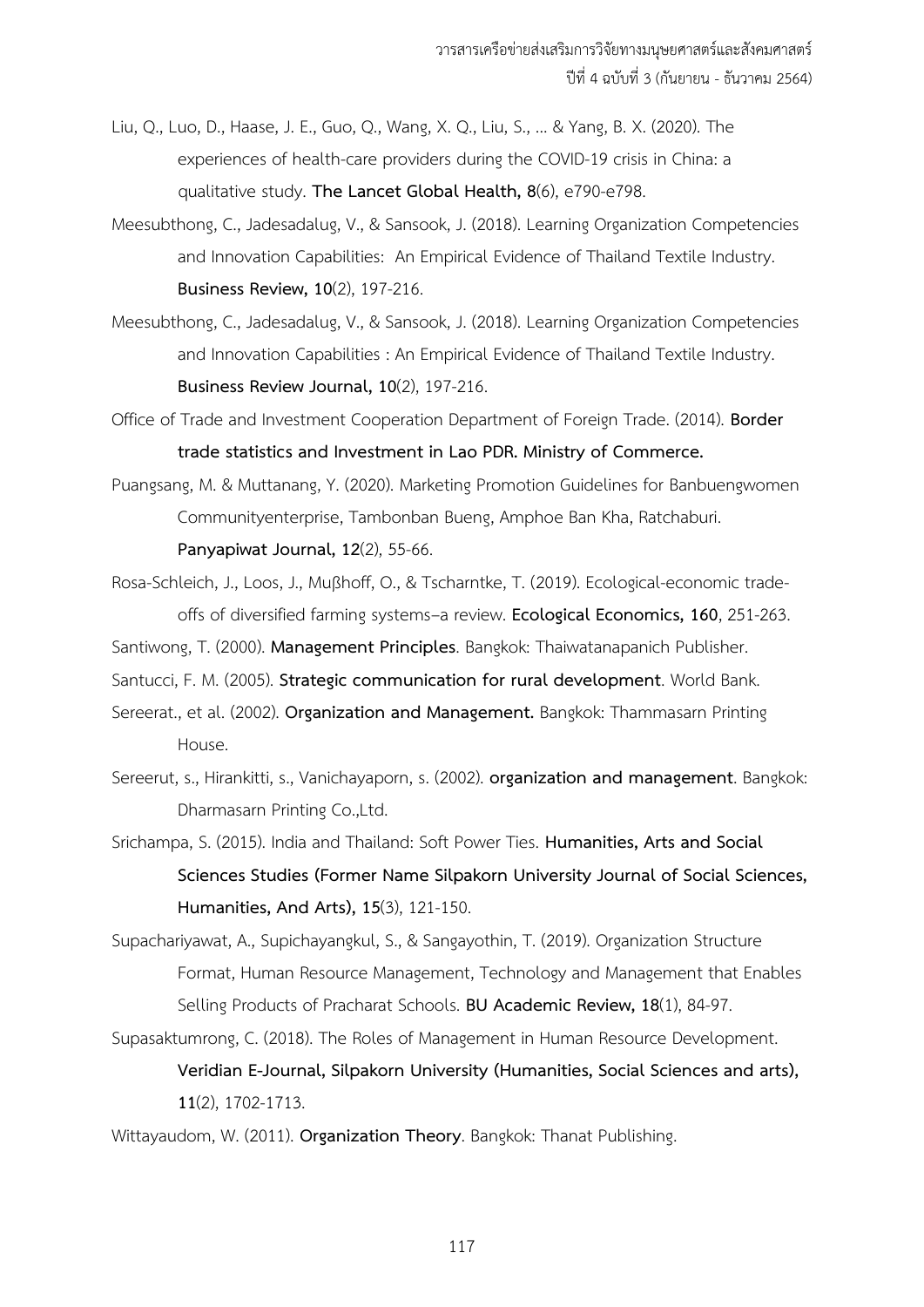Liu, Q., Luo, D., Haase, J. E., Guo, Q., Wang, X. Q., Liu, S., ... & Yang, B. X. (2020). The experiences of health-care providers during the COVID-19 crisis in China: a qualitative study. **The Lancet Global Health, 8**(6), e790-e798.

Meesubthong, C., Jadesadalug, V., & Sansook, J. (2018). Learning Organization Competencies and Innovation Capabilities: An Empirical Evidence of Thailand Textile Industry. **Business Review, 10**(2), 197-216.

Meesubthong, C., Jadesadalug, V., & Sansook, J. (2018). Learning Organization Competencies and Innovation Capabilities : An Empirical Evidence of Thailand Textile Industry. **Business Review Journal, 10**(2), 197-216.

Office of Trade and Investment Cooperation Department of Foreign Trade. (2014). **Border trade statistics and Investment in Lao PDR. Ministry of Commerce.**

Puangsang, M. & Muttanang, Y. (2020). Marketing Promotion Guidelines for Banbuengwomen Communityenterprise, Tambonban Bueng, Amphoe Ban Kha, Ratchaburi. **Panyapiwat Journal, 12**(2), 55-66.

Rosa-Schleich, J., Loos, J., Mußhoff, O., & Tscharntke, T. (2019). Ecological-economic trade-offs of diversified farming systems–a review. **Ecological Economics, 160**, 251-263.

Santiwong, T. (2000). **Management Principles**. Bangkok: Thaiwatanapanich Publisher.

Santucci, F. M. (2005). **Strategic communication for rural development**. World Bank.

Sereerat., et al. (2002). **Organization and Management.** Bangkok: Thammasarn Printing House.

Sereerut, s., Hirankitti, s., Vanichayaporn, s. (2002). **organization and management**. Bangkok: Dharmasarn Printing Co.,Ltd.

Srichampa, S. (2015). India and Thailand: Soft Power Ties. **Humanities, Arts and Social Sciences Studies (Former Name Silpakorn University Journal of Social Sciences, Humanities, And Arts), 15**(3), 121-150.

Supachariyawat, A., Supichayangkul, S., & Sangayothin, T. (2019). Organization Structure Format, Human Resource Management, Technology and Management that Enables Selling Products of Pracharat Schools. **BU Academic Review, 18**(1), 84-97.

Supasaktumrong, C. (2018). The Roles of Management in Human Resource Development. **Veridian E-Journal, Silpakorn University (Humanities, Social Sciences and arts), 11**(2), 1702-1713.

Wittayaudom, W. (2011). **Organization Theory**. Bangkok: Thanat Publishing.